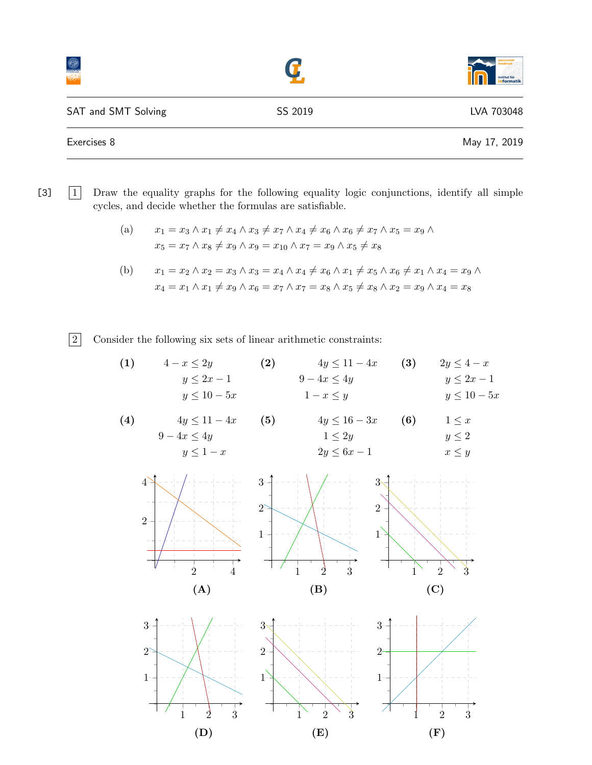SAT and SMT Solving — SS 2019 — LVA 703048

Exercises 8 — May 17, 2019

[3] **1** Draw the equality graphs for the following equality logic conjunctions, identify all simple cycles, and decide whether the formulas are satisfiable.

(a) $x_1 = x_3 \wedge x_1 \neq x_4 \wedge x_3 \neq x_7 \wedge x_4 \neq x_6 \wedge x_6 \neq x_7 \wedge x_5 = x_9 \wedge x_5 = x_7 \wedge x_8 \neq x_9 \wedge x_9 = x_{10} \wedge x_7 = x_9 \wedge x_5 \neq x_8$

(b) $x_1 = x_2 \wedge x_2 = x_3 \wedge x_3 = x_4 \wedge x_4 \neq x_6 \wedge x_1 \neq x_5 \wedge x_6 \neq x_1 \wedge x_4 = x_9 \wedge x_4 = x_1 \wedge x_1 \neq x_9 \wedge x_6 = x_7 \wedge x_7 = x_8 \wedge x_5 \neq x_8 \wedge x_2 = x_9 \wedge x_4 = x_8$

**2** Consider the following six sets of linear arithmetic constraints:

**(1)**
$$4 - x \leq 2y$$
$$y \leq 2x - 1$$
$$y \leq 10 - 5x$$

**(2)**
$$4y \leq 11 - 4x$$
$$9 - 4x \leq 4y$$
$$1 - x \leq y$$

**(3)**
$$2y \leq 4 - x$$
$$y \leq 2x - 1$$
$$y \leq 10 - 5x$$

**(4)**
$$4y \leq 11 - 4x$$
$$9 - 4x \leq 4y$$
$$y \leq 1 - x$$

**(5)**
$$4y \leq 16 - 3x$$
$$1 \leq 2y$$
$$2y \leq 6x - 1$$

**(6)**
$$1 \leq x$$
$$y \leq 2$$
$$x \leq y$$

**(A)**

**(B)**

**(C)**

**(D)**

**(E)**

**(F)**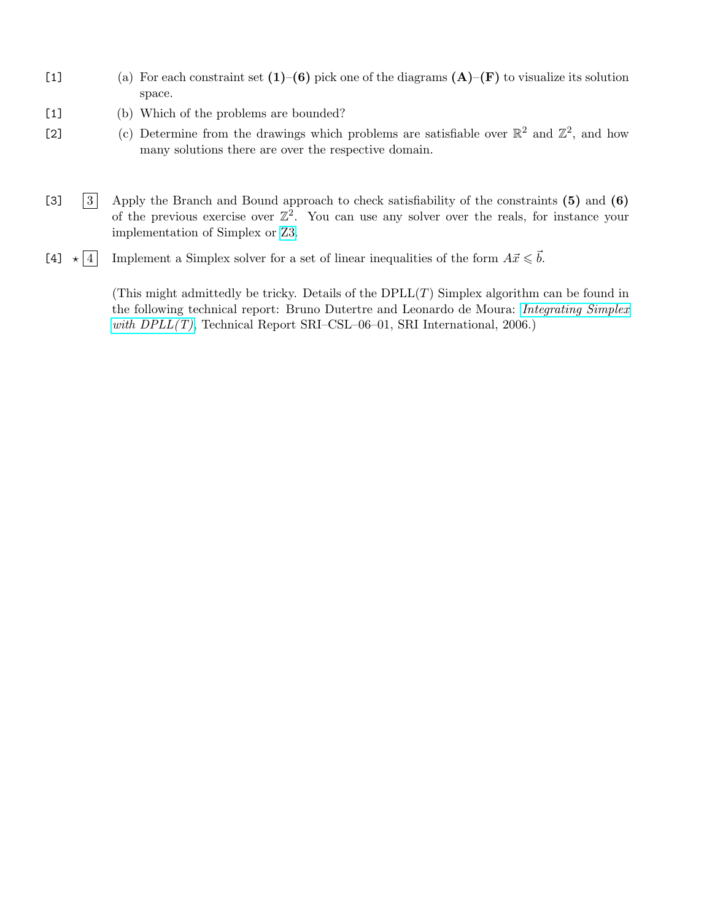[1] (a) For each constraint set **(1)**–**(6)** pick one of the diagrams **(A)**–**(F)** to visualize its solution space.

[1] (b) Which of the problems are bounded?

[2] (c) Determine from the drawings which problems are satisfiable over $\mathbb{R}^2$ and $\mathbb{Z}^2$, and how many solutions there are over the respective domain.

[3] **3** Apply the Branch and Bound approach to check satisfiability of the constraints **(5)** and **(6)** of the previous exercise over $\mathbb{Z}^2$. You can use any solver over the reals, for instance your implementation of Simplex or Z3.

[4] ⋆ **4** Implement a Simplex solver for a set of linear inequalities of the form $A\vec{x} \leqslant \vec{b}$.

(This might admittedly be tricky. Details of the DPLL($T$) Simplex algorithm can be found in the following technical report: Bruno Dutertre and Leonardo de Moura: *Integrating Simplex with DPLL(T)*, Technical Report SRI–CSL–06–01, SRI International, 2006.)